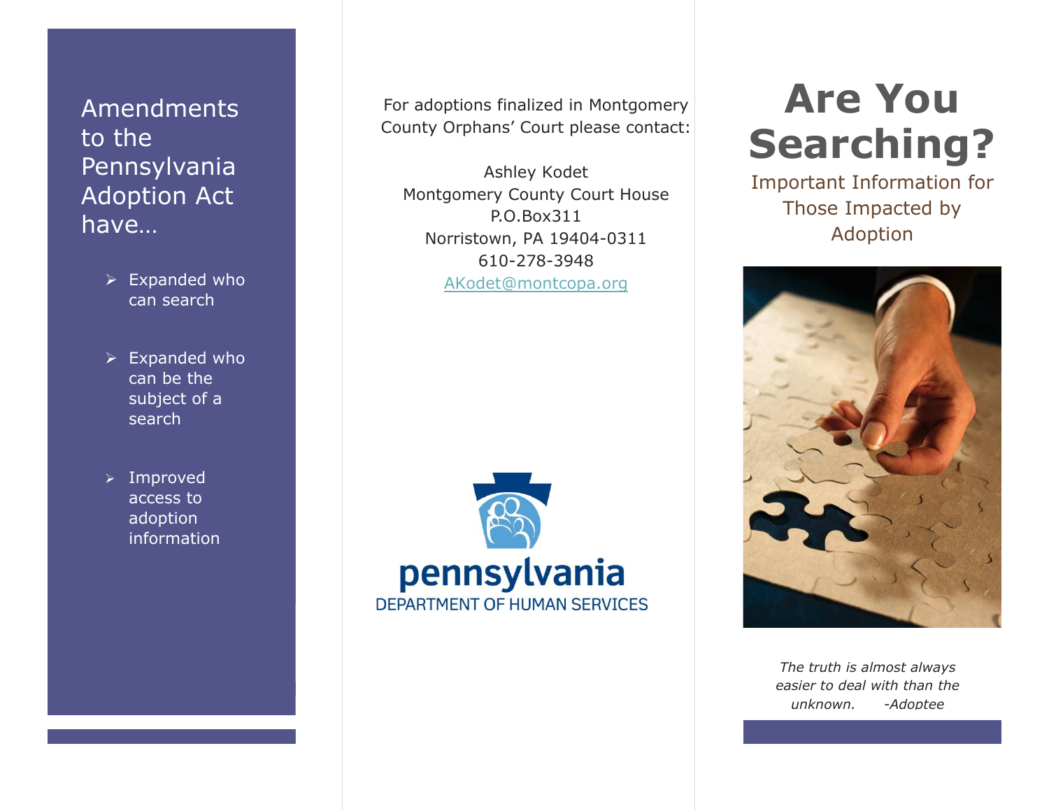## Amendments to the Pennsylvania Adoption Act have…

- Expanded who can search
- Expanded who can be the subject of a search
- Improved access to adoption information

For adoptions finalized in Montgomery County Orphans' Court please contact:

Ashley Kodet
Montgomery County Court House
P.O.Box311
Norristown, PA 19404-0311
610-278-3948
AKodet@montcopa.org

pennsylvania
DEPARTMENT OF HUMAN SERVICES

# Are You Searching?

Important Information for Those Impacted by Adoption

*The truth is almost always easier to deal with than the unknown. -Adoptee*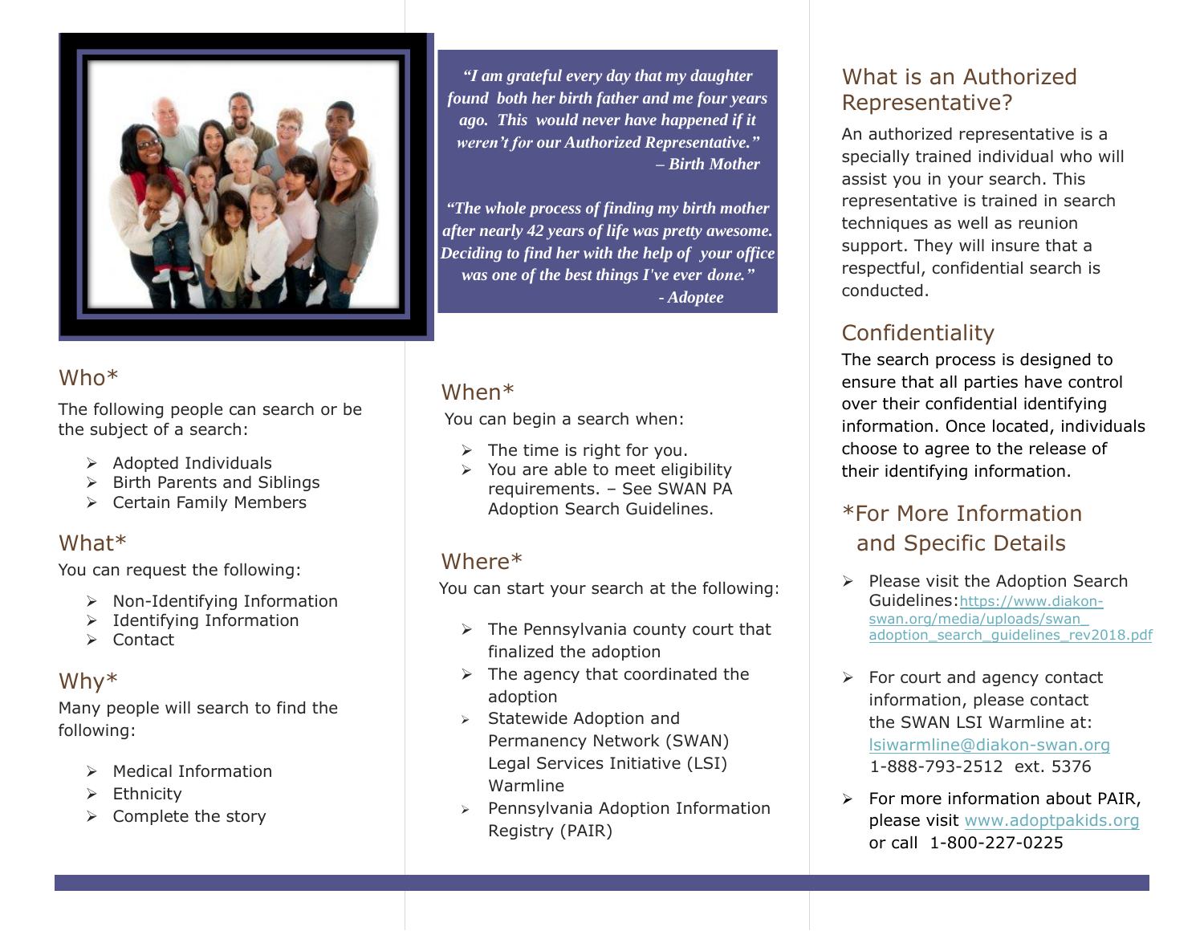*"I am grateful every day that my daughter found both her birth father and me four years ago. This would never have happened if it weren't for our Authorized Representative." – Birth Mother*

*"The whole process of finding my birth mother after nearly 42 years of life was pretty awesome. Deciding to find her with the help of your office was one of the best things I've ever done." - Adoptee*

## Who*

The following people can search or be the subject of a search:

- Adopted Individuals
- Birth Parents and Siblings
- Certain Family Members

## What*

You can request the following:

- Non-Identifying Information
- Identifying Information
- Contact

## Why*

Many people will search to find the following:

- Medical Information
- Ethnicity
- Complete the story

## When*

You can begin a search when:

- The time is right for you.
- You are able to meet eligibility requirements. – See SWAN PA Adoption Search Guidelines.

## Where*

You can start your search at the following:

- The Pennsylvania county court that finalized the adoption
- The agency that coordinated the adoption
- Statewide Adoption and Permanency Network (SWAN) Legal Services Initiative (LSI) Warmline
- Pennsylvania Adoption Information Registry (PAIR)

## What is an Authorized Representative?

An authorized representative is a specially trained individual who will assist you in your search. This representative is trained in search techniques as well as reunion support. They will insure that a respectful, confidential search is conducted.

## Confidentiality

The search process is designed to ensure that all parties have control over their confidential identifying information. Once located, individuals choose to agree to the release of their identifying information.

## *For More Information and Specific Details

- Please visit the Adoption Search Guidelines: https://www.diakon-swan.org/media/uploads/swan_adoption_search_guidelines_rev2018.pdf
- For court and agency contact information, please contact the SWAN LSI Warmline at: lsiwarmline@diakon-swan.org 1-888-793-2512 ext. 5376
- For more information about PAIR, please visit www.adoptpakids.org or call 1-800-227-0225